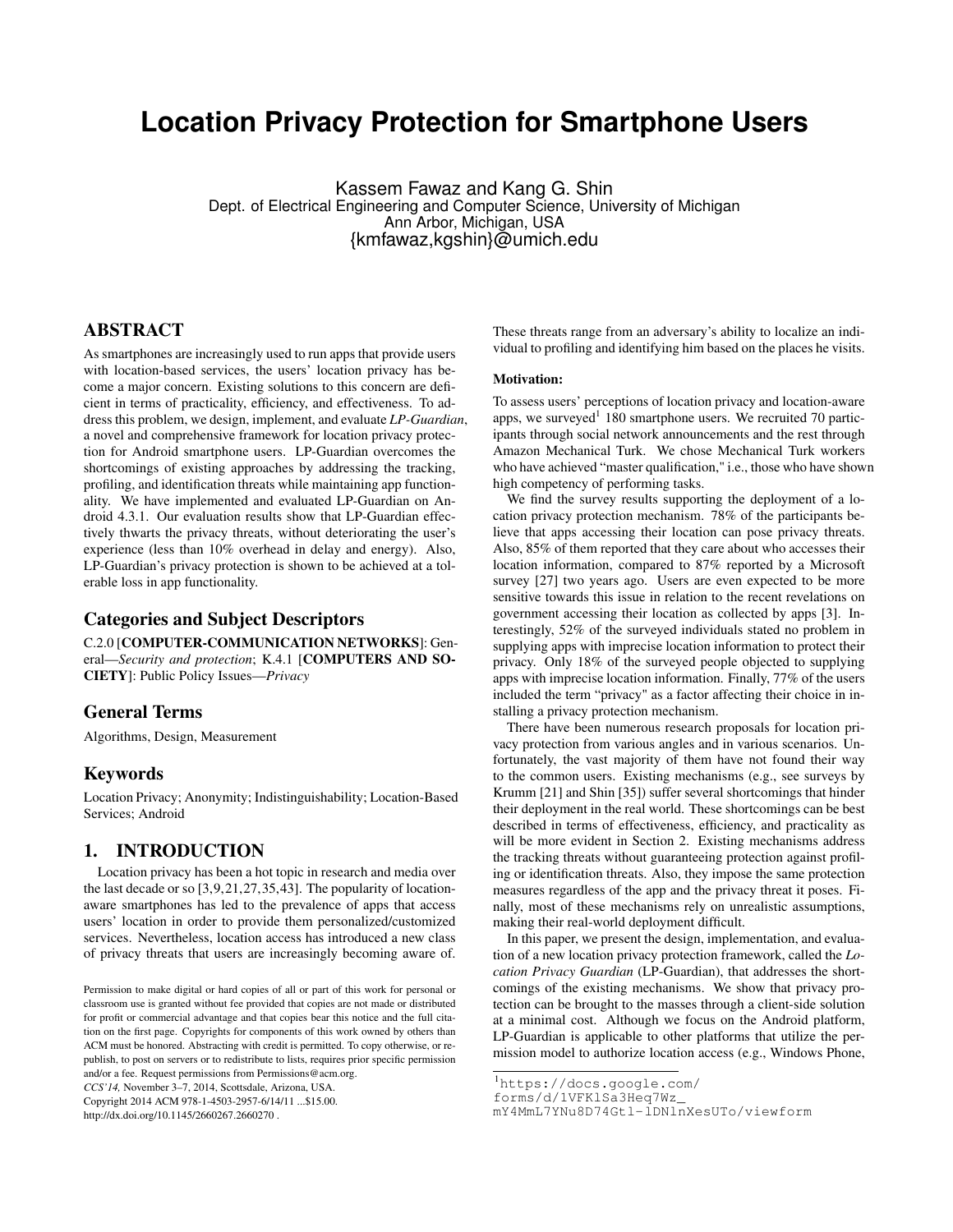# Location Privacy Protection for Smartphone Users

Kassem Fawaz and Kang G. Shin
Dept. of Electrical Engineering and Computer Science, University of Michigan
Ann Arbor, Michigan, USA
{kmfawaz,kgshin}@umich.edu

## ABSTRACT

As smartphones are increasingly used to run apps that provide users with location-based services, the users' location privacy has become a major concern. Existing solutions to this concern are deficient in terms of practicality, efficiency, and effectiveness. To address this problem, we design, implement, and evaluate *LP-Guardian*, a novel and comprehensive framework for location privacy protection for Android smartphone users. LP-Guardian overcomes the shortcomings of existing approaches by addressing the tracking, profiling, and identification threats while maintaining app functionality. We have implemented and evaluated LP-Guardian on Android 4.3.1. Our evaluation results show that LP-Guardian effectively thwarts the privacy threats, without deteriorating the user's experience (less than 10% overhead in delay and energy). Also, LP-Guardian's privacy protection is shown to be achieved at a tolerable loss in app functionality.

## Categories and Subject Descriptors

C.2.0 [**COMPUTER-COMMUNICATION NETWORKS**]: General—*Security and protection*; K.4.1 [**COMPUTERS AND SOCIETY**]: Public Policy Issues—*Privacy*

## General Terms

Algorithms, Design, Measurement

## Keywords

Location Privacy; Anonymity; Indistinguishability; Location-Based Services; Android

## 1. INTRODUCTION

Location privacy has been a hot topic in research and media over the last decade or so [3,9,21,27,35,43]. The popularity of location-aware smartphones has led to the prevalence of apps that access users' location in order to provide them personalized/customized services. Nevertheless, location access has introduced a new class of privacy threats that users are increasingly becoming aware of. These threats range from an adversary's ability to localize an individual to profiling and identifying him based on the places he visits.

**Motivation:**

To assess users' perceptions of location privacy and location-aware apps, we surveyed[1] 180 smartphone users. We recruited 70 participants through social network announcements and the rest through Amazon Mechanical Turk. We chose Mechanical Turk workers who have achieved "master qualification," i.e., those who have shown high competency of performing tasks.

We find the survey results supporting the deployment of a location privacy protection mechanism. 78% of the participants believe that apps accessing their location can pose privacy threats. Also, 85% of them reported that they care about who accesses their location information, compared to 87% reported by a Microsoft survey [27] two years ago. Users are even expected to be more sensitive towards this issue in relation to the recent revelations on government accessing their location as collected by apps [3]. Interestingly, 52% of the surveyed individuals stated no problem in supplying apps with imprecise location information to protect their privacy. Only 18% of the surveyed people objected to supplying apps with imprecise location information. Finally, 77% of the users included the term "privacy" as a factor affecting their choice in installing a privacy protection mechanism.

There have been numerous research proposals for location privacy protection from various angles and in various scenarios. Unfortunately, the vast majority of them have not found their way to the common users. Existing mechanisms (e.g., see surveys by Krumm [21] and Shin [35]) suffer several shortcomings that hinder their deployment in the real world. These shortcomings can be best described in terms of effectiveness, efficiency, and practicality as will be more evident in Section 2. Existing mechanisms address the tracking threats without guaranteeing protection against profiling or identification threats. Also, they impose the same protection measures regardless of the app and the privacy threat it poses. Finally, most of these mechanisms rely on unrealistic assumptions, making their real-world deployment difficult.

In this paper, we present the design, implementation, and evaluation of a new location privacy protection framework, called the *Location Privacy Guardian* (LP-Guardian), that addresses the shortcomings of the existing mechanisms. We show that privacy protection can be brought to the masses through a client-side solution at a minimal cost. Although we focus on the Android platform, LP-Guardian is applicable to other platforms that utilize the permission model to authorize location access (e.g., Windows Phone,

[1] https://docs.google.com/forms/d/1VFKlSa3Heq7Wz_mY4MmL7YNu8D74Gtl-lDNlnXesUTo/viewform

Permission to make digital or hard copies of all or part of this work for personal or classroom use is granted without fee provided that copies are not made or distributed for profit or commercial advantage and that copies bear this notice and the full citation on the first page. Copyrights for components of this work owned by others than ACM must be honored. Abstracting with credit is permitted. To copy otherwise, or republish, to post on servers or to redistribute to lists, requires prior specific permission and/or a fee. Request permissions from Permissions@acm.org.
*CCS'14,* November 3–7, 2014, Scottsdale, Arizona, USA.
Copyright 2014 ACM 978-1-4503-2957-6/14/11 ...$15.00.
http://dx.doi.org/10.1145/2660267.2660270 .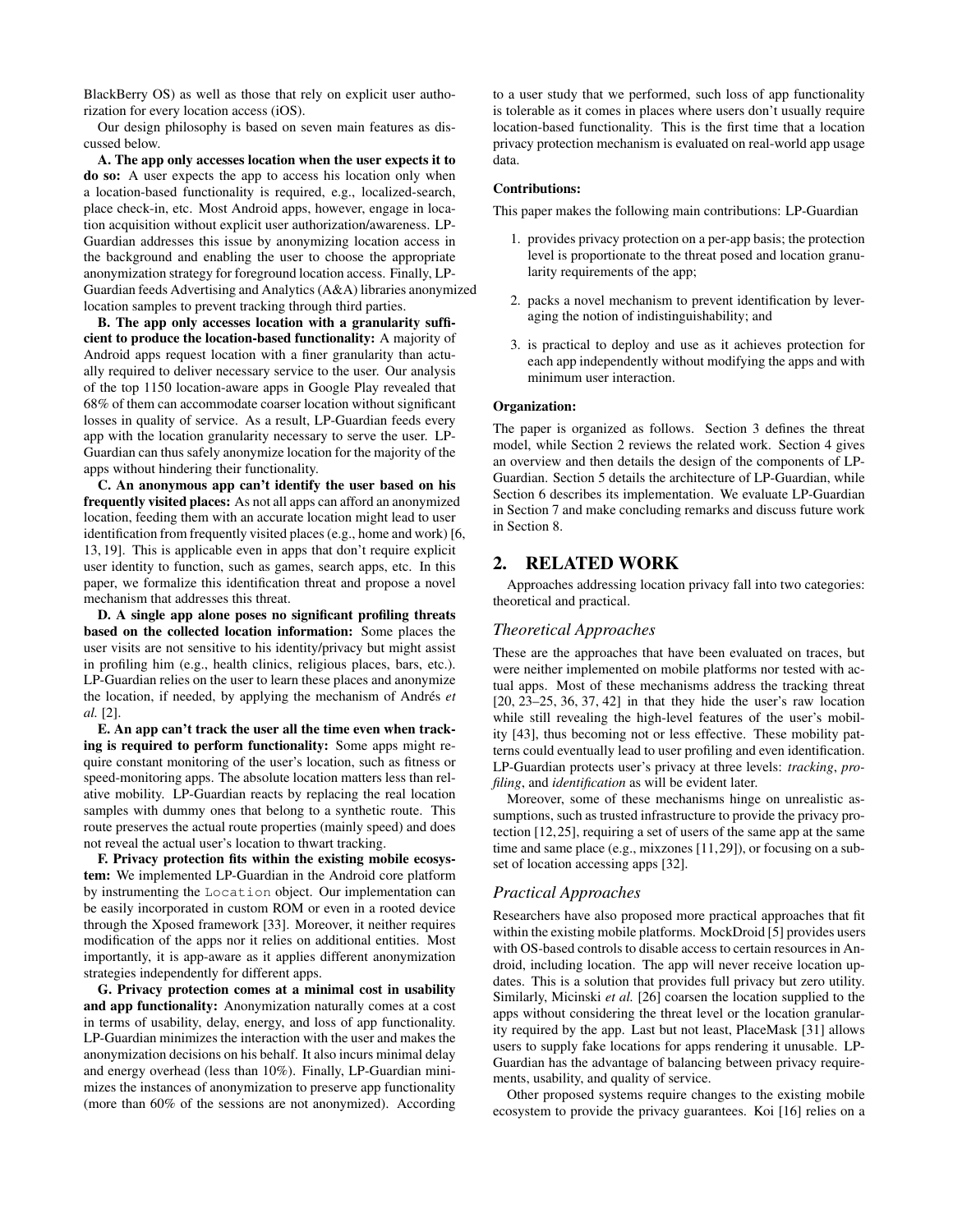BlackBerry OS) as well as those that rely on explicit user authorization for every location access (iOS).

Our design philosophy is based on seven main features as discussed below.

**A. The app only accesses location when the user expects it to do so:** A user expects the app to access his location only when a location-based functionality is required, e.g., localized-search, place check-in, etc. Most Android apps, however, engage in location acquisition without explicit user authorization/awareness. LP-Guardian addresses this issue by anonymizing location access in the background and enabling the user to choose the appropriate anonymization strategy for foreground location access. Finally, LP-Guardian feeds Advertising and Analytics (A&A) libraries anonymized location samples to prevent tracking through third parties.

**B. The app only accesses location with a granularity sufficient to produce the location-based functionality:** A majority of Android apps request location with a finer granularity than actually required to deliver necessary service to the user. Our analysis of the top 1150 location-aware apps in Google Play revealed that 68% of them can accommodate coarser location without significant losses in quality of service. As a result, LP-Guardian feeds every app with the location granularity necessary to serve the user. LP-Guardian can thus safely anonymize location for the majority of the apps without hindering their functionality.

**C. An anonymous app can't identify the user based on his frequently visited places:** As not all apps can afford an anonymized location, feeding them with an accurate location might lead to user identification from frequently visited places (e.g., home and work) [6, 13, 19]. This is applicable even in apps that don't require explicit user identity to function, such as games, search apps, etc. In this paper, we formalize this identification threat and propose a novel mechanism that addresses this threat.

**D. A single app alone poses no significant profiling threats based on the collected location information:** Some places the user visits are not sensitive to his identity/privacy but might assist in profiling him (e.g., health clinics, religious places, bars, etc.). LP-Guardian relies on the user to learn these places and anonymize the location, if needed, by applying the mechanism of Andrés *et al.* [2].

**E. An app can't track the user all the time even when tracking is required to perform functionality:** Some apps might require constant monitoring of the user's location, such as fitness or speed-monitoring apps. The absolute location matters less than relative mobility. LP-Guardian reacts by replacing the real location samples with dummy ones that belong to a synthetic route. This route preserves the actual route properties (mainly speed) and does not reveal the actual user's location to thwart tracking.

**F. Privacy protection fits within the existing mobile ecosystem:** We implemented LP-Guardian in the Android core platform by instrumenting the `Location` object. Our implementation can be easily incorporated in custom ROM or even in a rooted device through the Xposed framework [33]. Moreover, it neither requires modification of the apps nor it relies on additional entities. Most importantly, it is app-aware as it applies different anonymization strategies independently for different apps.

**G. Privacy protection comes at a minimal cost in usability and app functionality:** Anonymization naturally comes at a cost in terms of usability, delay, energy, and loss of app functionality. LP-Guardian minimizes the interaction with the user and makes the anonymization decisions on his behalf. It also incurs minimal delay and energy overhead (less than 10%). Finally, LP-Guardian minimizes the instances of anonymization to preserve app functionality (more than 60% of the sessions are not anonymized). According to a user study that we performed, such loss of app functionality is tolerable as it comes in places where users don't usually require location-based functionality. This is the first time that a location privacy protection mechanism is evaluated on real-world app usage data.

#### Contributions:

This paper makes the following main contributions: LP-Guardian

1. provides privacy protection on a per-app basis; the protection level is proportionate to the threat posed and location granularity requirements of the app;
2. packs a novel mechanism to prevent identification by leveraging the notion of indistinguishability; and
3. is practical to deploy and use as it achieves protection for each app independently without modifying the apps and with minimum user interaction.

#### Organization:

The paper is organized as follows. Section 3 defines the threat model, while Section 2 reviews the related work. Section 4 gives an overview and then details the design of the components of LP-Guardian. Section 5 details the architecture of LP-Guardian, while Section 6 describes its implementation. We evaluate LP-Guardian in Section 7 and make concluding remarks and discuss future work in Section 8.

## 2. RELATED WORK

Approaches addressing location privacy fall into two categories: theoretical and practical.

### *Theoretical Approaches*

These are the approaches that have been evaluated on traces, but were neither implemented on mobile platforms nor tested with actual apps. Most of these mechanisms address the tracking threat [20, 23–25, 36, 37, 42] in that they hide the user's raw location while still revealing the high-level features of the user's mobility [43], thus becoming not or less effective. These mobility patterns could eventually lead to user profiling and even identification. LP-Guardian protects user's privacy at three levels: *tracking*, *profiling*, and *identification* as will be evident later.

Moreover, some of these mechanisms hinge on unrealistic assumptions, such as trusted infrastructure to provide the privacy protection [12, 25], requiring a set of users of the same app at the same time and same place (e.g., mixzones [11, 29]), or focusing on a subset of location accessing apps [32].

### *Practical Approaches*

Researchers have also proposed more practical approaches that fit within the existing mobile platforms. MockDroid [5] provides users with OS-based controls to disable access to certain resources in Android, including location. The app will never receive location updates. This is a solution that provides full privacy but zero utility. Similarly, Micinski *et al.* [26] coarsen the location supplied to the apps without considering the threat level or the location granularity required by the app. Last but not least, PlaceMask [31] allows users to supply fake locations for apps rendering it unusable. LP-Guardian has the advantage of balancing between privacy requirements, usability, and quality of service.

Other proposed systems require changes to the existing mobile ecosystem to provide the privacy guarantees. Koi [16] relies on a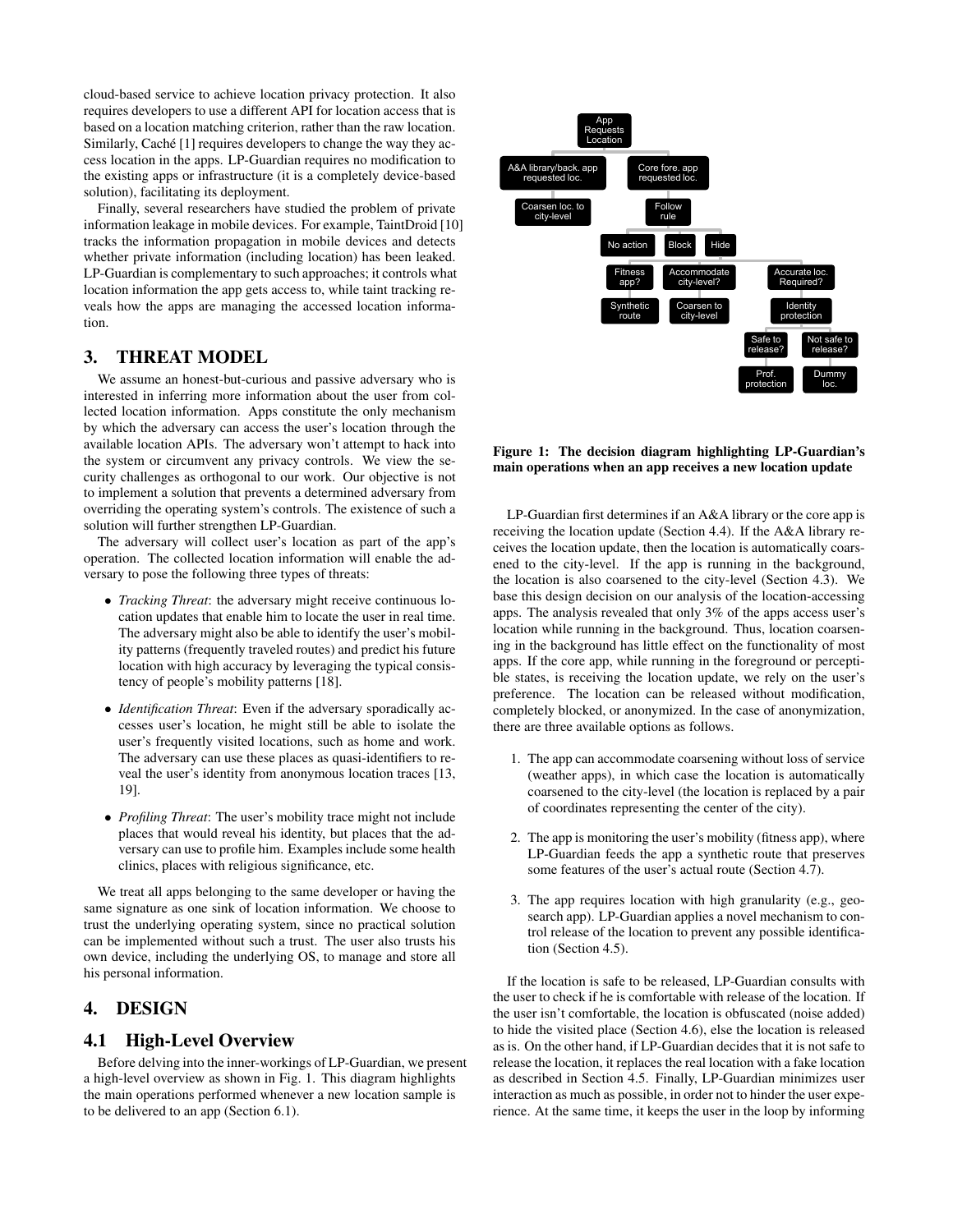cloud-based service to achieve location privacy protection. It also requires developers to use a different API for location access that is based on a location matching criterion, rather than the raw location. Similarly, Caché [1] requires developers to change the way they access location in the apps. LP-Guardian requires no modification to the existing apps or infrastructure (it is a completely device-based solution), facilitating its deployment.

Finally, several researchers have studied the problem of private information leakage in mobile devices. For example, TaintDroid [10] tracks the information propagation in mobile devices and detects whether private information (including location) has been leaked. LP-Guardian is complementary to such approaches; it controls what location information the app gets access to, while taint tracking reveals how the apps are managing the accessed location information.

## 3. THREAT MODEL

We assume an honest-but-curious and passive adversary who is interested in inferring more information about the user from collected location information. Apps constitute the only mechanism by which the adversary can access the user's location through the available location APIs. The adversary won't attempt to hack into the system or circumvent any privacy controls. We view the security challenges as orthogonal to our work. Our objective is not to implement a solution that prevents a determined adversary from overriding the operating system's controls. The existence of such a solution will further strengthen LP-Guardian.

The adversary will collect user's location as part of the app's operation. The collected location information will enable the adversary to pose the following three types of threats:

- *Tracking Threat*: the adversary might receive continuous location updates that enable him to locate the user in real time. The adversary might also be able to identify the user's mobility patterns (frequently traveled routes) and predict his future location with high accuracy by leveraging the typical consistency of people's mobility patterns [18].
- *Identification Threat*: Even if the adversary sporadically accesses user's location, he might still be able to isolate the user's frequently visited locations, such as home and work. The adversary can use these places as quasi-identifiers to reveal the user's identity from anonymous location traces [13, 19].
- *Profiling Threat*: The user's mobility trace might not include places that would reveal his identity, but places that the adversary can use to profile him. Examples include some health clinics, places with religious significance, etc.

We treat all apps belonging to the same developer or having the same signature as one sink of location information. We choose to trust the underlying operating system, since no practical solution can be implemented without such a trust. The user also trusts his own device, including the underlying OS, to manage and store all his personal information.

## 4. DESIGN

### 4.1 High-Level Overview

Before delving into the inner-workings of LP-Guardian, we present a high-level overview as shown in Fig. 1. This diagram highlights the main operations performed whenever a new location sample is to be delivered to an app (Section 6.1).

App Requests Location → A&A library/back. app requested loc. → Coarsen loc. to city-level; Core fore. app requested loc. → Follow rule → No action / Block / Hide → Fitness app? → Synthetic route; Accommodate city-level? → Coarsen to city-level; Accurate loc. Required? → Identity protection → Safe to release? → Prof. protection; Not safe to release? → Dummy loc.

**Figure 1: The decision diagram highlighting LP-Guardian's main operations when an app receives a new location update**

LP-Guardian first determines if an A&A library or the core app is receiving the location update (Section 4.4). If the A&A library receives the location update, then the location is automatically coarsened to the city-level. If the app is running in the background, the location is also coarsened to the city-level (Section 4.3). We base this design decision on our analysis of the location-accessing apps. The analysis revealed that only 3% of the apps access user's location while running in the background. Thus, location coarsening in the background has little effect on the functionality of most apps. If the core app, while running in the foreground or perceptible states, is receiving the location update, we rely on the user's preference. The location can be released without modification, completely blocked, or anonymized. In the case of anonymization, there are three available options as follows.

1. The app can accommodate coarsening without loss of service (weather apps), in which case the location is automatically coarsened to the city-level (the location is replaced by a pair of coordinates representing the center of the city).
2. The app is monitoring the user's mobility (fitness app), where LP-Guardian feeds the app a synthetic route that preserves some features of the user's actual route (Section 4.7).
3. The app requires location with high granularity (e.g., geosearch app). LP-Guardian applies a novel mechanism to control release of the location to prevent any possible identification (Section 4.5).

If the location is safe to be released, LP-Guardian consults with the user to check if he is comfortable with release of the location. If the user isn't comfortable, the location is obfuscated (noise added) to hide the visited place (Section 4.6), else the location is released as is. On the other hand, if LP-Guardian decides that it is not safe to release the location, it replaces the real location with a fake location as described in Section 4.5. Finally, LP-Guardian minimizes user interaction as much as possible, in order not to hinder the user experience. At the same time, it keeps the user in the loop by informing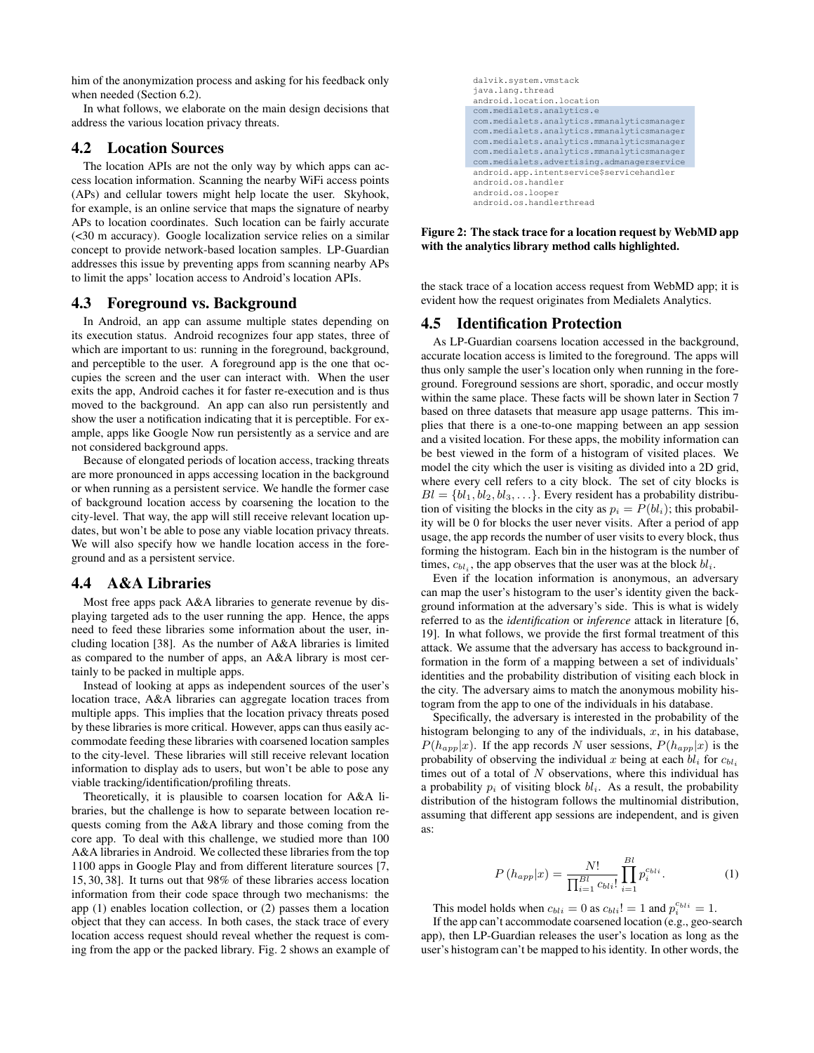him of the anonymization process and asking for his feedback only when needed (Section 6.2).

In what follows, we elaborate on the main design decisions that address the various location privacy threats.

## 4.2 Location Sources

The location APIs are not the only way by which apps can access location information. Scanning the nearby WiFi access points (APs) and cellular towers might help locate the user. Skyhook, for example, is an online service that maps the signature of nearby APs to location coordinates. Such location can be fairly accurate (<30 m accuracy). Google localization service relies on a similar concept to provide network-based location samples. LP-Guardian addresses this issue by preventing apps from scanning nearby APs to limit the apps' location access to Android's location APIs.

## 4.3 Foreground vs. Background

In Android, an app can assume multiple states depending on its execution status. Android recognizes four app states, three of which are important to us: running in the foreground, background, and perceptible to the user. A foreground app is the one that occupies the screen and the user can interact with. When the user exits the app, Android caches it for faster re-execution and is thus moved to the background. An app can also run persistently and show the user a notification indicating that it is perceptible. For example, apps like Google Now run persistently as a service and are not considered background apps.

Because of elongated periods of location access, tracking threats are more pronounced in apps accessing location in the background or when running as a persistent service. We handle the former case of background location access by coarsening the location to the city-level. That way, the app will still receive relevant location updates, but won't be able to pose any viable location privacy threats. We will also specify how we handle location access in the foreground and as a persistent service.

## 4.4 A&A Libraries

Most free apps pack A&A libraries to generate revenue by displaying targeted ads to the user running the app. Hence, the apps need to feed these libraries some information about the user, including location [38]. As the number of A&A libraries is limited as compared to the number of apps, an A&A library is most certainly to be packed in multiple apps.

Instead of looking at apps as independent sources of the user's location trace, A&A libraries can aggregate location traces from multiple apps. This implies that the location privacy threats posed by these libraries is more critical. However, apps can thus easily accommodate feeding these libraries with coarsened location samples to the city-level. These libraries will still receive relevant location information to display ads to users, but won't be able to pose any viable tracking/identification/profiling threats.

Theoretically, it is plausible to coarsen location for A&A libraries, but the challenge is how to separate between location requests coming from the A&A library and those coming from the core app. To deal with this challenge, we studied more than 100 A&A libraries in Android. We collected these libraries from the top 1100 apps in Google Play and from different literature sources [7, 15, 30, 38]. It turns out that 98% of these libraries access location information from their code space through two mechanisms: the app (1) enables location collection, or (2) passes them a location object that they can access. In both cases, the stack trace of every location access request should reveal whether the request is coming from the app or the packed library. Fig. 2 shows an example of the stack trace of a location access request from WebMD app; it is evident how the request originates from Medialets Analytics.

```
dalvik.system.vmstack
java.lang.thread
android.location.location
com.medialets.analytics.e
com.medialets.analytics.mmanalyticsmanager
com.medialets.analytics.mmanalyticsmanager
com.medialets.analytics.mmanalyticsmanager
com.medialets.analytics.mmanalyticsmanager
com.medialets.advertising.admanagerservice
android.app.intentservice$servicehandler
android.os.handler
android.os.looper
android.os.handlerthread
```

**Figure 2: The stack trace for a location request by WebMD app with the analytics library method calls highlighted.**

## 4.5 Identification Protection

As LP-Guardian coarsens location accessed in the background, accurate location access is limited to the foreground. The apps will thus only sample the user's location only when running in the foreground. Foreground sessions are short, sporadic, and occur mostly within the same place. These facts will be shown later in Section 7 based on three datasets that measure app usage patterns. This implies that there is a one-to-one mapping between an app session and a visited location. For these apps, the mobility information can be best viewed in the form of a histogram of visited places. We model the city which the user is visiting as divided into a 2D grid, where every cell refers to a city block. The set of city blocks is $Bl = \{bl_1, bl_2, bl_3, \ldots\}$. Every resident has a probability distribution of visiting the blocks in the city as $p_i = P(bl_i)$; this probability will be 0 for blocks the user never visits. After a period of app usage, the app records the number of user visits to every block, thus forming the histogram. Each bin in the histogram is the number of times, $c_{bl_i}$, the app observes that the user was at the block $bl_i$.

Even if the location information is anonymous, an adversary can map the user's histogram to the user's identity given the background information at the adversary's side. This is what is widely referred to as the *identification* or *inference* attack in literature [6, 19]. In what follows, we provide the first formal treatment of this attack. We assume that the adversary has access to background information in the form of a mapping between a set of individuals' identities and the probability distribution of visiting each block in the city. The adversary aims to match the anonymous mobility histogram from the app to one of the individuals in his database.

Specifically, the adversary is interested in the probability of the histogram belonging to any of the individuals, $x$, in his database, $P(h_{app}|x)$. If the app records $N$ user sessions, $P(h_{app}|x)$ is the probability of observing the individual $x$ being at each $bl_i$ for $c_{bl_i}$ times out of a total of $N$ observations, where this individual has a probability $p_i$ of visiting block $bl_i$. As a result, the probability distribution of the histogram follows the multinomial distribution, assuming that different app sessions are independent, and is given as:

$$P\left(h_{app}|x\right) = \frac{N!}{\prod_{i=1}^{Bl} c_{bli}!} \prod_{i=1}^{Bl} p_i^{c_{bli}}. \tag{1}$$

This model holds when $c_{bli} = 0$ as $c_{bli}! = 1$ and $p_i^{c_{bli}} = 1$.

If the app can't accommodate coarsened location (e.g., geo-search app), then LP-Guardian releases the user's location as long as the user's histogram can't be mapped to his identity. In other words, the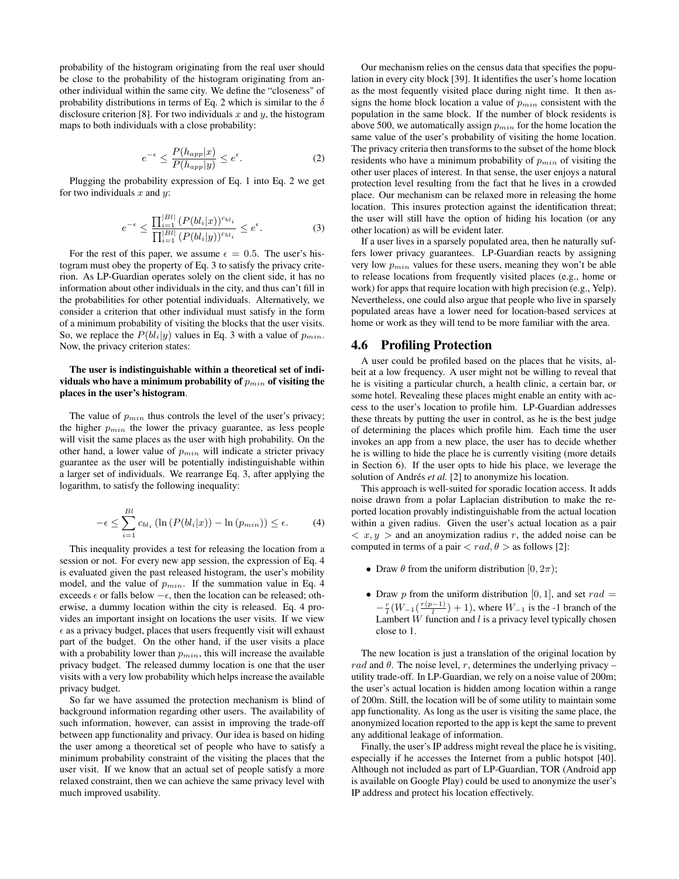probability of the histogram originating from the real user should be close to the probability of the histogram originating from another individual within the same city. We define the "closeness" of probability distributions in terms of Eq. 2 which is similar to the $\delta$ disclosure criterion [8]. For two individuals $x$ and $y$, the histogram maps to both individuals with a close probability:

$$e^{-\epsilon} \leq \frac{P(h_{app}|x)}{P(h_{app}|y)} \leq e^{\epsilon}. \tag{2}$$

Plugging the probability expression of Eq. 1 into Eq. 2 we get for two individuals $x$ and $y$:

$$e^{-\epsilon} \leq \frac{\prod_{i=1}^{|Bl|} \left(P(bl_i|x)\right)^{c_{bl_i}}}{\prod_{i=1}^{|Bl|} \left(P(bl_i|y)\right)^{c_{bl_i}}} \leq e^{\epsilon}. \tag{3}$$

For the rest of this paper, we assume $\epsilon = 0.5$. The user's histogram must obey the property of Eq. 3 to satisfy the privacy criterion. As LP-Guardian operates solely on the client side, it has no information about other individuals in the city, and thus can't fill in the probabilities for other potential individuals. Alternatively, we consider a criterion that other individual must satisfy in the form of a minimum probability of visiting the blocks that the user visits. So, we replace the $P(bl_i|y)$ values in Eq. 3 with a value of $p_{min}$. Now, the privacy criterion states:

**The user is indistinguishable within a theoretical set of individuals who have a minimum probability of $p_{min}$ of visiting the places in the user's histogram**.

The value of $p_{min}$ thus controls the level of the user's privacy; the higher $p_{min}$ the lower the privacy guarantee, as less people will visit the same places as the user with high probability. On the other hand, a lower value of $p_{min}$ will indicate a stricter privacy guarantee as the user will be potentially indistinguishable within a larger set of individuals. We rearrange Eq. 3, after applying the logarithm, to satisfy the following inequality:

$$-\epsilon \leq \sum_{i=1}^{Bl} c_{bl_i} \left(\ln\left(P(bl_i|x)\right) - \ln\left(p_{min}\right)\right) \leq \epsilon. \tag{4}$$

This inequality provides a test for releasing the location from a session or not. For every new app session, the expression of Eq. 4 is evaluated given the past released histogram, the user's mobility model, and the value of $p_{min}$. If the summation value in Eq. 4 exceeds $\epsilon$ or falls below $-\epsilon$, then the location can be released; otherwise, a dummy location within the city is released. Eq. 4 provides an important insight on locations the user visits. If we view $\epsilon$ as a privacy budget, places that users frequently visit will exhaust part of the budget. On the other hand, if the user visits a place with a probability lower than $p_{min}$, this will increase the available privacy budget. The released dummy location is one that the user visits with a very low probability which helps increase the available privacy budget.

So far we have assumed the protection mechanism is blind of background information regarding other users. The availability of such information, however, can assist in improving the trade-off between app functionality and privacy. Our idea is based on hiding the user among a theoretical set of people who have to satisfy a minimum probability constraint of the visiting the places that the user visit. If we know that an actual set of people satisfy a more relaxed constraint, then we can achieve the same privacy level with much improved usability.

Our mechanism relies on the census data that specifies the population in every city block [39]. It identifies the user's home location as the most fequently visited place during night time. It then assigns the home block location a value of $p_{min}$ consistent with the population in the same block. If the number of block residents is above 500, we automatically assign $p_{min}$ for the home location the same value of the user's probability of visiting the home location. The privacy criteria then transforms to the subset of the home block residents who have a minimum probability of $p_{min}$ of visiting the other user places of interest. In that sense, the user enjoys a natural protection level resulting from the fact that he lives in a crowded place. Our mechanism can be relaxed more in releasing the home location. This insures protection against the identification threat; the user will still have the option of hiding his location (or any other location) as will be evident later.

If a user lives in a sparsely populated area, then he naturally suffers lower privacy guarantees. LP-Guardian reacts by assigning very low $p_{min}$ values for these users, meaning they won't be able to release locations from frequently visited places (e.g., home or work) for apps that require location with high precision (e.g., Yelp). Nevertheless, one could also argue that people who live in sparsely populated areas have a lower need for location-based services at home or work as they will tend to be more familiar with the area.

## 4.6 Profiling Protection

A user could be profiled based on the places that he visits, albeit at a low frequency. A user might not be willing to reveal that he is visiting a particular church, a health clinic, a certain bar, or some hotel. Revealing these places might enable an entity with access to the user's location to profile him. LP-Guardian addresses these threats by putting the user in control, as he is the best judge of determining the places which profile him. Each time the user invokes an app from a new place, the user has to decide whether he is willing to hide the place he is currently visiting (more details in Section 6). If the user opts to hide his place, we leverage the solution of Andrés *et al.* [2] to anonymize his location.

This approach is well-suited for sporadic location access. It adds noise drawn from a polar Laplacian distribution to make the reported location provably indistinguishable from the actual location within a given radius. Given the user's actual location as a pair $< x, y >$ and an anoyymization radius $r$, the added noise can be computed in terms of a pair $< rad, \theta >$ as follows [2]:

- Draw $\theta$ from the uniform distribution $[0, 2\pi)$;
- Draw $p$ from the uniform distribution $[0, 1]$, and set $rad = -\frac{r}{l}(W_{-1}(\frac{r(p-1)}{l}) + 1)$, where $W_{-1}$ is the -1 branch of the Lambert $W$ function and $l$ is a privacy level typically chosen close to 1.

The new location is just a translation of the original location by $rad$ and $\theta$. The noise level, $r$, determines the underlying privacy – utility trade-off. In LP-Guardian, we rely on a noise value of 200m; the user's actual location is hidden among location within a range of 200m. Still, the location will be of some utility to maintain some app functionality. As long as the user is visiting the same place, the anonymized location reported to the app is kept the same to prevent any additional leakage of information.

Finally, the user's IP address might reveal the place he is visiting, especially if he accesses the Internet from a public hotspot [40]. Although not included as part of LP-Guardian, TOR (Android app is available on Google Play) could be used to anonymize the user's IP address and protect his location effectively.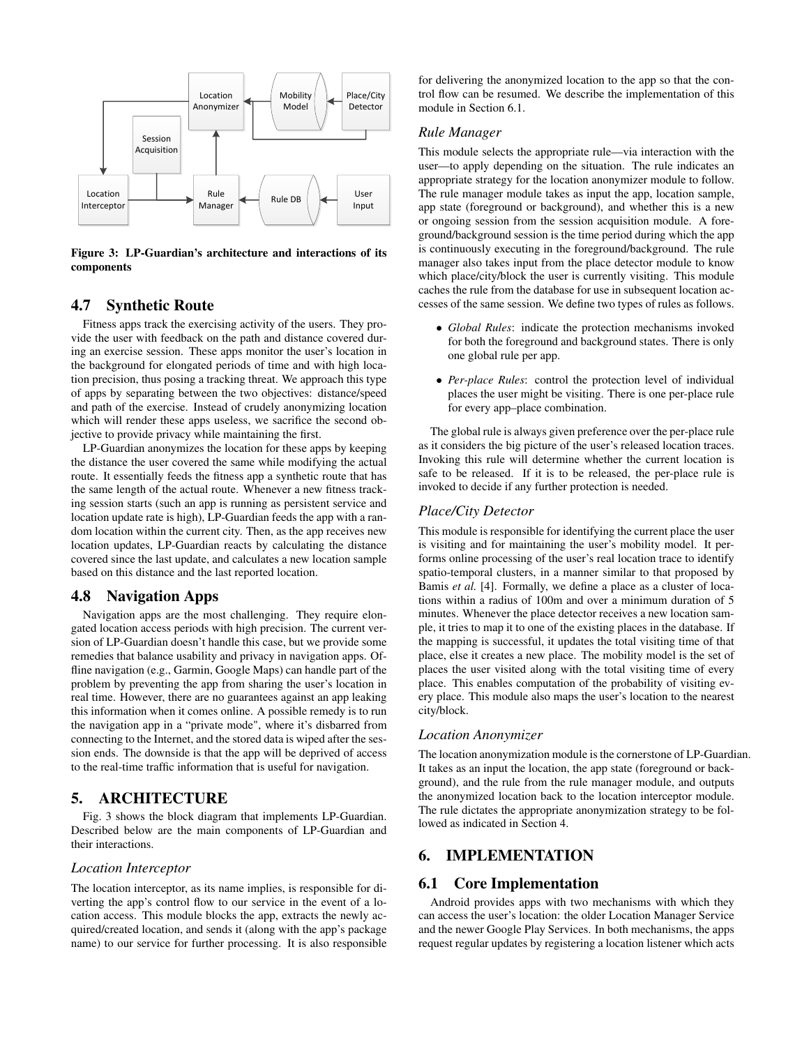Figure 3: LP-Guardian's architecture and interactions of its components

## 4.7 Synthetic Route

Fitness apps track the exercising activity of the users. They provide the user with feedback on the path and distance covered during an exercise session. These apps monitor the user's location in the background for elongated periods of time and with high location precision, thus posing a tracking threat. We approach this type of apps by separating between the two objectives: distance/speed and path of the exercise. Instead of crudely anonymizing location which will render these apps useless, we sacrifice the second objective to provide privacy while maintaining the first.

LP-Guardian anonymizes the location for these apps by keeping the distance the user covered the same while modifying the actual route. It essentially feeds the fitness app a synthetic route that has the same length of the actual route. Whenever a new fitness tracking session starts (such an app is running as persistent service and location update rate is high), LP-Guardian feeds the app with a random location within the current city. Then, as the app receives new location updates, LP-Guardian reacts by calculating the distance covered since the last update, and calculates a new location sample based on this distance and the last reported location.

## 4.8 Navigation Apps

Navigation apps are the most challenging. They require elongated location access periods with high precision. The current version of LP-Guardian doesn't handle this case, but we provide some remedies that balance usability and privacy in navigation apps. Offline navigation (e.g., Garmin, Google Maps) can handle part of the problem by preventing the app from sharing the user's location in real time. However, there are no guarantees against an app leaking this information when it comes online. A possible remedy is to run the navigation app in a "private mode", where it's disbarred from connecting to the Internet, and the stored data is wiped after the session ends. The downside is that the app will be deprived of access to the real-time traffic information that is useful for navigation.

# 5. ARCHITECTURE

Fig. 3 shows the block diagram that implements LP-Guardian. Described below are the main components of LP-Guardian and their interactions.

### *Location Interceptor*

The location interceptor, as its name implies, is responsible for diverting the app's control flow to our service in the event of a location access. This module blocks the app, extracts the newly acquired/created location, and sends it (along with the app's package name) to our service for further processing. It is also responsible for delivering the anonymized location to the app so that the control flow can be resumed. We describe the implementation of this module in Section 6.1.

### *Rule Manager*

This module selects the appropriate rule—via interaction with the user—to apply depending on the situation. The rule indicates an appropriate strategy for the location anonymizer module to follow. The rule manager module takes as input the app, location sample, app state (foreground or background), and whether this is a new or ongoing session from the session acquisition module. A foreground/background session is the time period during which the app is continuously executing in the foreground/background. The rule manager also takes input from the place detector module to know which place/city/block the user is currently visiting. This module caches the rule from the database for use in subsequent location accesses of the same session. We define two types of rules as follows.

- *Global Rules*: indicate the protection mechanisms invoked for both the foreground and background states. There is only one global rule per app.
- *Per-place Rules*: control the protection level of individual places the user might be visiting. There is one per-place rule for every app–place combination.

The global rule is always given preference over the per-place rule as it considers the big picture of the user's released location traces. Invoking this rule will determine whether the current location is safe to be released. If it is to be released, the per-place rule is invoked to decide if any further protection is needed.

### *Place/City Detector*

This module is responsible for identifying the current place the user is visiting and for maintaining the user's mobility model. It performs online processing of the user's real location trace to identify spatio-temporal clusters, in a manner similar to that proposed by Bamis *et al.* [4]. Formally, we define a place as a cluster of locations within a radius of 100m and over a minimum duration of 5 minutes. Whenever the place detector receives a new location sample, it tries to map it to one of the existing places in the database. If the mapping is successful, it updates the total visiting time of that place, else it creates a new place. The mobility model is the set of places the user visited along with the total visiting time of every place. This enables computation of the probability of visiting every place. This module also maps the user's location to the nearest city/block.

### *Location Anonymizer*

The location anonymization module is the cornerstone of LP-Guardian. It takes as an input the location, the app state (foreground or background), and the rule from the rule manager module, and outputs the anonymized location back to the location interceptor module. The rule dictates the appropriate anonymization strategy to be followed as indicated in Section 4.

# 6. IMPLEMENTATION

## 6.1 Core Implementation

Android provides apps with two mechanisms with which they can access the user's location: the older Location Manager Service and the newer Google Play Services. In both mechanisms, the apps request regular updates by registering a location listener which acts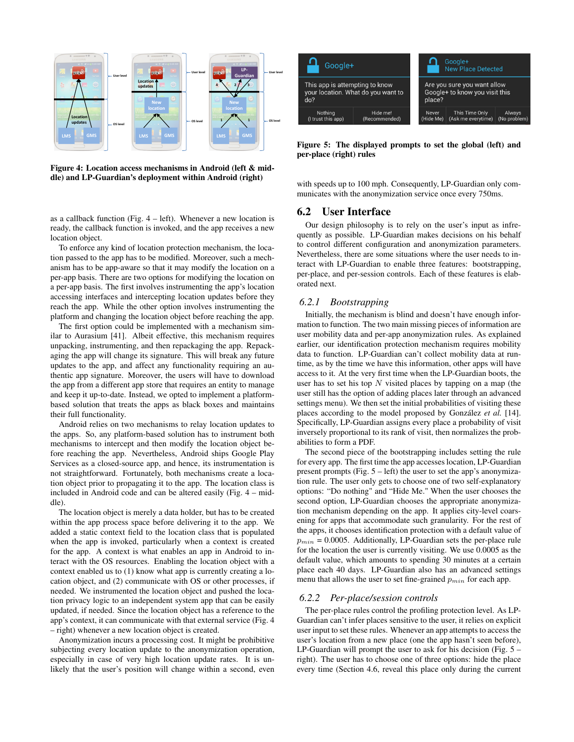User level

Location updates

OS level

LMS GMS

Location updates

New location

User level

OS level

LMS GMS

LP-Guardian

New location

User level

OS level

LMS GMS

Figure 4: Location access mechanisms in Android (left & middle) and LP-Guardian's deployment within Android (right)

as a callback function (Fig. 4 – left). Whenever a new location is ready, the callback function is invoked, and the app receives a new location object.

To enforce any kind of location protection mechanism, the location passed to the app has to be modified. Moreover, such a mechanism has to be app-aware so that it may modify the location on a per-app basis. There are two options for modifying the location on a per-app basis. The first involves instrumenting the app's location accessing interfaces and intercepting location updates before they reach the app. While the other option involves instrumenting the platform and changing the location object before reaching the app.

The first option could be implemented with a mechanism similar to Aurasium [41]. Albeit effective, this mechanism requires unpacking, instrumenting, and then repackaging the app. Repackaging the app will change its signature. This will break any future updates to the app, and affect any functionality requiring an authentic app signature. Moreover, the users will have to download the app from a different app store that requires an entity to manage and keep it up-to-date. Instead, we opted to implement a platform-based solution that treats the apps as black boxes and maintains their full functionality.

Android relies on two mechanisms to relay location updates to the apps. So, any platform-based solution has to instrument both mechanisms to intercept and then modify the location object before reaching the app. Nevertheless, Android ships Google Play Services as a closed-source app, and hence, its instrumentation is not straightforward. Fortunately, both mechanisms create a location object prior to propagating it to the app. The location class is included in Android code and can be altered easily (Fig. 4 – middle).

The location object is merely a data holder, but has to be created within the app process space before delivering it to the app. We added a static context field to the location class that is populated when the app is invoked, particularly when a context is created for the app. A context is what enables an app in Android to interact with the OS resources. Enabling the location object with a context enabled us to (1) know what app is currently creating a location object, and (2) communicate with OS or other processes, if needed. We instrumented the location object and pushed the location privacy logic to an independent system app that can be easily updated, if needed. Since the location object has a reference to the app's context, it can communicate with that external service (Fig. 4 – right) whenever a new location object is created.

Anonymization incurs a processing cost. It might be prohibitive subjecting every location update to the anonymization operation, especially in case of very high location update rates. It is unlikely that the user's position will change within a second, even with speeds up to 100 mph. Consequently, LP-Guardian only communicates with the anonymization service once every 750ms.

Google+

This app is attempting to know your location. What do you want to do?

Nothing (I trust this app) | Hide me! (Recommended)

Google+ New Place Detected

Are you sure you want allow Google+ to know you visit this place?

Never (Hide Me) | This Time Only (Ask me everytime) | Always (No problem)

Figure 5: The displayed prompts to set the global (left) and per-place (right) rules

## 6.2 User Interface

Our design philosophy is to rely on the user's input as infrequently as possible. LP-Guardian makes decisions on his behalf to control different configuration and anonymization parameters. Nevertheless, there are some situations where the user needs to interact with LP-Guardian to enable three features: bootstrapping, per-place, and per-session controls. Each of these features is elaborated next.

### 6.2.1 Bootstrapping

Initially, the mechanism is blind and doesn't have enough information to function. The two main missing pieces of information are user mobility data and per-app anonymization rules. As explained earlier, our identification protection mechanism requires mobility data to function. LP-Guardian can't collect mobility data at runtime, as by the time we have this information, other apps will have access to it. At the very first time when the LP-Guardian boots, the user has to set his top $N$ visited places by tapping on a map (the user still has the option of adding places later through an advanced settings menu). We then set the initial probabilities of visiting these places according to the model proposed by González *et al.* [14]. Specifically, LP-Guardian assigns every place a probability of visit inversely proportional to its rank of visit, then normalizes the probabilities to form a PDF.

The second piece of the bootstrapping includes setting the rule for every app. The first time the app accesses location, LP-Guardian present prompts (Fig. 5 – left) the user to set the app's anonymization rule. The user only gets to choose one of two self-explanatory options: "Do nothing" and "Hide Me." When the user chooses the second option, LP-Guardian chooses the appropriate anonymization mechanism depending on the app. It applies city-level coarsening for apps that accommodate such granularity. For the rest of the apps, it chooses identification protection with a default value of $p_{min}$ = 0.0005. Additionally, LP-Guardian sets the per-place rule for the location the user is currently visiting. We use 0.0005 as the default value, which amounts to spending 30 minutes at a certain place each 40 days. LP-Guardian also has an advanced settings menu that allows the user to set fine-grained $p_{min}$ for each app.

### 6.2.2 Per-place/session controls

The per-place rules control the profiling protection level. As LP-Guardian can't infer places sensitive to the user, it relies on explicit user input to set these rules. Whenever an app attempts to access the user's location from a new place (one the app hasn't seen before), LP-Guardian will prompt the user to ask for his decision (Fig. 5 – right). The user has to choose one of three options: hide the place every time (Section 4.6, reveal this place only during the current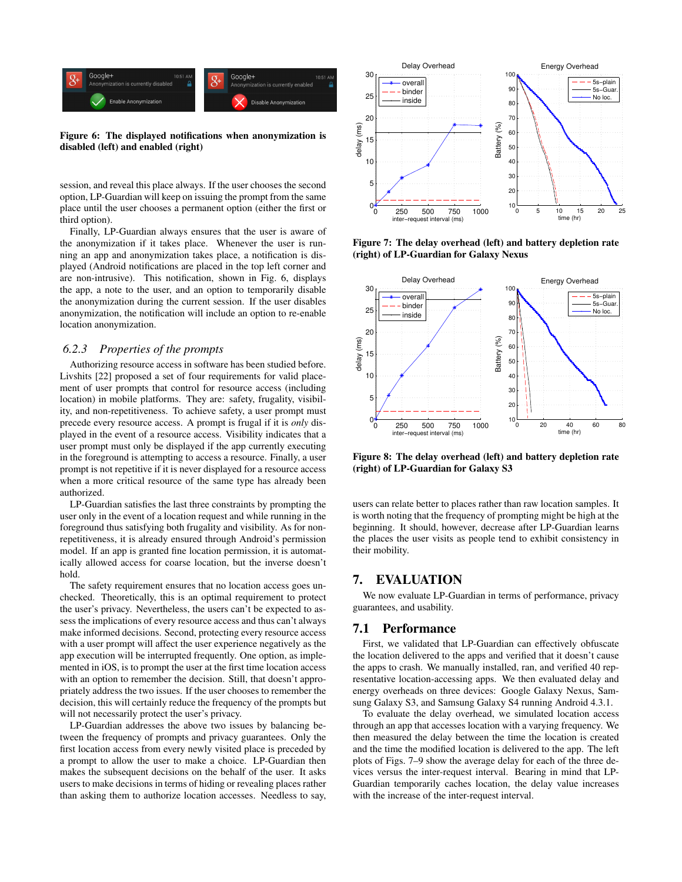Google+
Anonymization is currently disabled
10:51 AM
Enable Anonymization

Google+
Anonymization is currently enabled
10:51 AM
Disable Anonymization

**Figure 6: The displayed notifications when anonymization is disabled (left) and enabled (right)**

session, and reveal this place always. If the user chooses the second option, LP-Guardian will keep on issuing the prompt from the same place until the user chooses a permanent option (either the first or third option).

Finally, LP-Guardian always ensures that the user is aware of the anonymization if it takes place. Whenever the user is running an app and anonymization takes place, a notification is displayed (Android notifications are placed in the top left corner and are non-intrusive). This notification, shown in Fig. 6, displays the app, a note to the user, and an option to temporarily disable the anonymization during the current session. If the user disables anonymization, the notification will include an option to re-enable location anonymization.

### 6.2.3 *Properties of the prompts*

Authorizing resource access in software has been studied before. Livshits [22] proposed a set of four requirements for valid placement of user prompts that control for resource access (including location) in mobile platforms. They are: safety, frugality, visibility, and non-repetitiveness. To achieve safety, a user prompt must precede every resource access. A prompt is frugal if it is *only* displayed in the event of a resource access. Visibility indicates that a user prompt must only be displayed if the app currently executing in the foreground is attempting to access a resource. Finally, a user prompt is not repetitive if it is never displayed for a resource access when a more critical resource of the same type has already been authorized.

LP-Guardian satisfies the last three constraints by prompting the user only in the event of a location request and while running in the foreground thus satisfying both frugality and visibility. As for non-repetitiveness, it is already ensured through Android's permission model. If an app is granted fine location permission, it is automatically allowed access for coarse location, but the inverse doesn't hold.

The safety requirement ensures that no location access goes unchecked. Theoretically, this is an optimal requirement to protect the user's privacy. Nevertheless, the users can't be expected to assess the implications of every resource access and thus can't always make informed decisions. Second, protecting every resource access with a user prompt will affect the user experience negatively as the app execution will be interrupted frequently. One option, as implemented in iOS, is to prompt the user at the first time location access with an option to remember the decision. Still, that doesn't appropriately address the two issues. If the user chooses to remember the decision, this will certainly reduce the frequency of the prompts but will not necessarily protect the user's privacy.

LP-Guardian addresses the above two issues by balancing between the frequency of prompts and privacy guarantees. Only the first location access from every newly visited place is preceded by a prompt to allow the user to make a choice. LP-Guardian then makes the subsequent decisions on the behalf of the user. It asks users to make decisions in terms of hiding or revealing places rather than asking them to authorize location accesses. Needless to say, users can relate better to places rather than raw location samples. It is worth noting that the frequency of prompting might be high at the beginning. It should, however, decrease after LP-Guardian learns the places the user visits as people tend to exhibit consistency in their mobility.

Delay Overhead
delay (ms)
inter−request interval (ms)
overall
binder
inside
0 250 500 750 1000
0 5 10 15 20 25 30

Energy Overhead
Battery (%)
time (hr)
5s−plain
5s−Guar.
No loc.
0 5 10 15 20 25
10 20 30 40 50 60 70 80 90 100

**Figure 7: The delay overhead (left) and battery depletion rate (right) of LP-Guardian for Galaxy Nexus**

Delay Overhead
delay (ms)
inter−request interval (ms)
overall
binder
inside
0 250 500 750 1000
0 5 10 15 20 25 30

Energy Overhead
Battery (%)
time (hr)
5s−plain
5s−Guar.
No loc.
0 20 40 60 80
10 20 30 40 50 60 70 80 90 100

**Figure 8: The delay overhead (left) and battery depletion rate (right) of LP-Guardian for Galaxy S3**

# 7. EVALUATION

We now evaluate LP-Guardian in terms of performance, privacy guarantees, and usability.

## 7.1 Performance

First, we validated that LP-Guardian can effectively obfuscate the location delivered to the apps and verified that it doesn't cause the apps to crash. We manually installed, ran, and verified 40 representative location-accessing apps. We then evaluated delay and energy overheads on three devices: Google Galaxy Nexus, Samsung Galaxy S3, and Samsung Galaxy S4 running Android 4.3.1.

To evaluate the delay overhead, we simulated location access through an app that accesses location with a varying frequency. We then measured the delay between the time the location is created and the time the modified location is delivered to the app. The left plots of Figs. 7–9 show the average delay for each of the three devices versus the inter-request interval. Bearing in mind that LP-Guardian temporarily caches location, the delay value increases with the increase of the inter-request interval.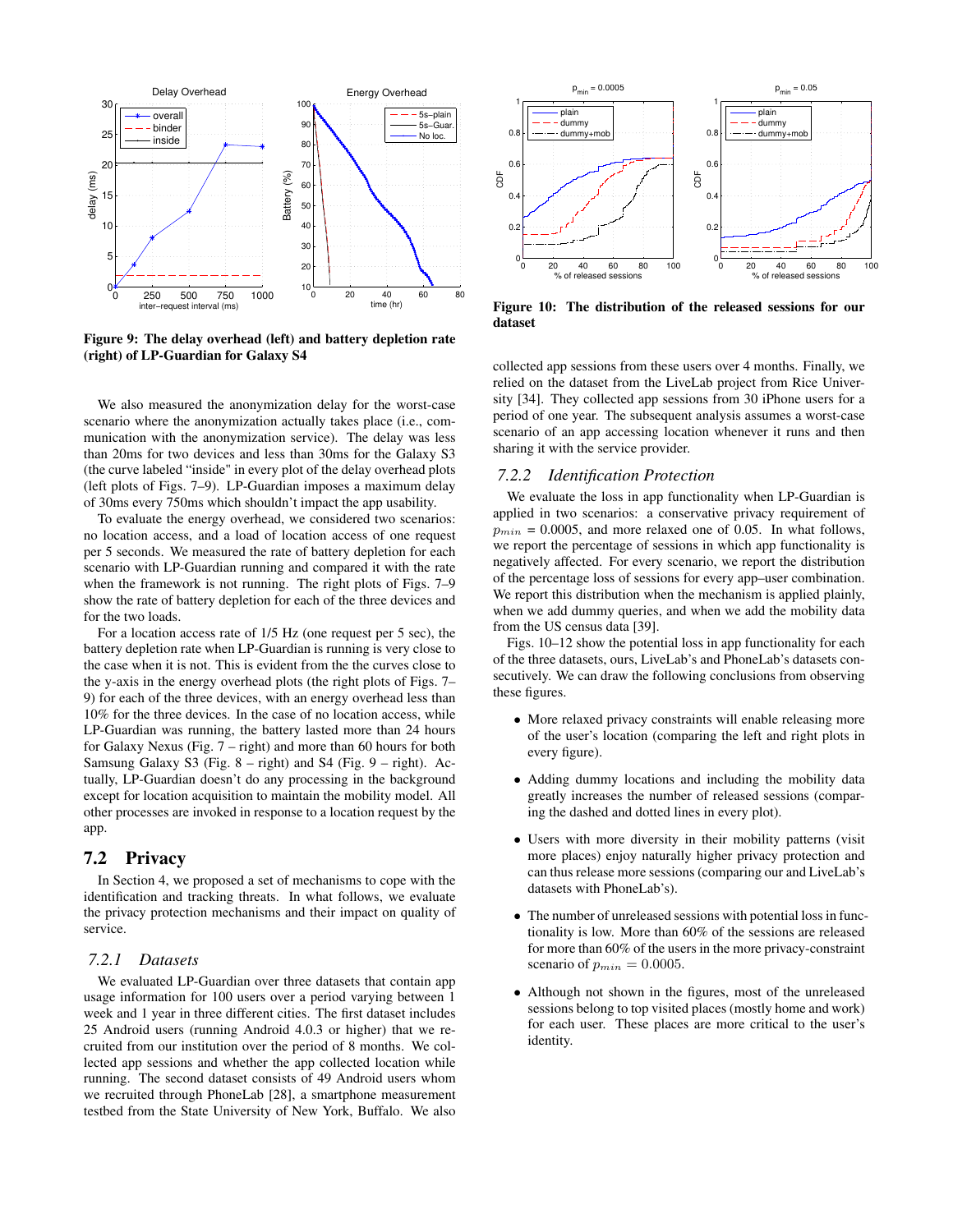Figure 9: The delay overhead (left) and battery depletion rate (right) of LP-Guardian for Galaxy S4

We also measured the anonymization delay for the worst-case scenario where the anonymization actually takes place (i.e., communication with the anonymization service). The delay was less than 20ms for two devices and less than 30ms for the Galaxy S3 (the curve labeled "inside" in every plot of the delay overhead plots (left plots of Figs. 7–9). LP-Guardian imposes a maximum delay of 30ms every 750ms which shouldn't impact the app usability.

To evaluate the energy overhead, we considered two scenarios: no location access, and a load of location access of one request per 5 seconds. We measured the rate of battery depletion for each scenario with LP-Guardian running and compared it with the rate when the framework is not running. The right plots of Figs. 7–9 show the rate of battery depletion for each of the three devices and for the two loads.

For a location access rate of 1/5 Hz (one request per 5 sec), the battery depletion rate when LP-Guardian is running is very close to the case when it is not. This is evident from the the curves close to the y-axis in the energy overhead plots (the right plots of Figs. 7–9) for each of the three devices, with an energy overhead less than 10% for the three devices. In the case of no location access, while LP-Guardian was running, the battery lasted more than 24 hours for Galaxy Nexus (Fig. 7 – right) and more than 60 hours for both Samsung Galaxy S3 (Fig. 8 – right) and S4 (Fig. 9 – right). Actually, LP-Guardian doesn't do any processing in the background except for location acquisition to maintain the mobility model. All other processes are invoked in response to a location request by the app.

## 7.2 Privacy

In Section 4, we proposed a set of mechanisms to cope with the identification and tracking threats. In what follows, we evaluate the privacy protection mechanisms and their impact on quality of service.

### 7.2.1 *Datasets*

We evaluated LP-Guardian over three datasets that contain app usage information for 100 users over a period varying between 1 week and 1 year in three different cities. The first dataset includes 25 Android users (running Android 4.0.3 or higher) that we recruited from our institution over the period of 8 months. We collected app sessions and whether the app collected location while running. The second dataset consists of 49 Android users whom we recruited through PhoneLab [28], a smartphone measurement testbed from the State University of New York, Buffalo. We also collected app sessions from these users over 4 months. Finally, we relied on the dataset from the LiveLab project from Rice University [34]. They collected app sessions from 30 iPhone users for a period of one year. The subsequent analysis assumes a worst-case scenario of an app accessing location whenever it runs and then sharing it with the service provider.

Figure 10: The distribution of the released sessions for our dataset

### 7.2.2 *Identification Protection*

We evaluate the loss in app functionality when LP-Guardian is applied in two scenarios: a conservative privacy requirement of $p_{min}$ = 0.0005, and more relaxed one of 0.05. In what follows, we report the percentage of sessions in which app functionality is negatively affected. For every scenario, we report the distribution of the percentage loss of sessions for every app–user combination. We report this distribution when the mechanism is applied plainly, when we add dummy queries, and when we add the mobility data from the US census data [39].

Figs. 10–12 show the potential loss in app functionality for each of the three datasets, ours, LiveLab's and PhoneLab's datasets consecutively. We can draw the following conclusions from observing these figures.

- More relaxed privacy constraints will enable releasing more of the user's location (comparing the left and right plots in every figure).
- Adding dummy locations and including the mobility data greatly increases the number of released sessions (comparing the dashed and dotted lines in every plot).
- Users with more diversity in their mobility patterns (visit more places) enjoy naturally higher privacy protection and can thus release more sessions (comparing our and LiveLab's datasets with PhoneLab's).
- The number of unreleased sessions with potential loss in functionality is low. More than 60% of the sessions are released for more than 60% of the users in the more privacy-constraint scenario of $p_{min} = 0.0005$.
- Although not shown in the figures, most of the unreleased sessions belong to top visited places (mostly home and work) for each user. These places are more critical to the user's identity.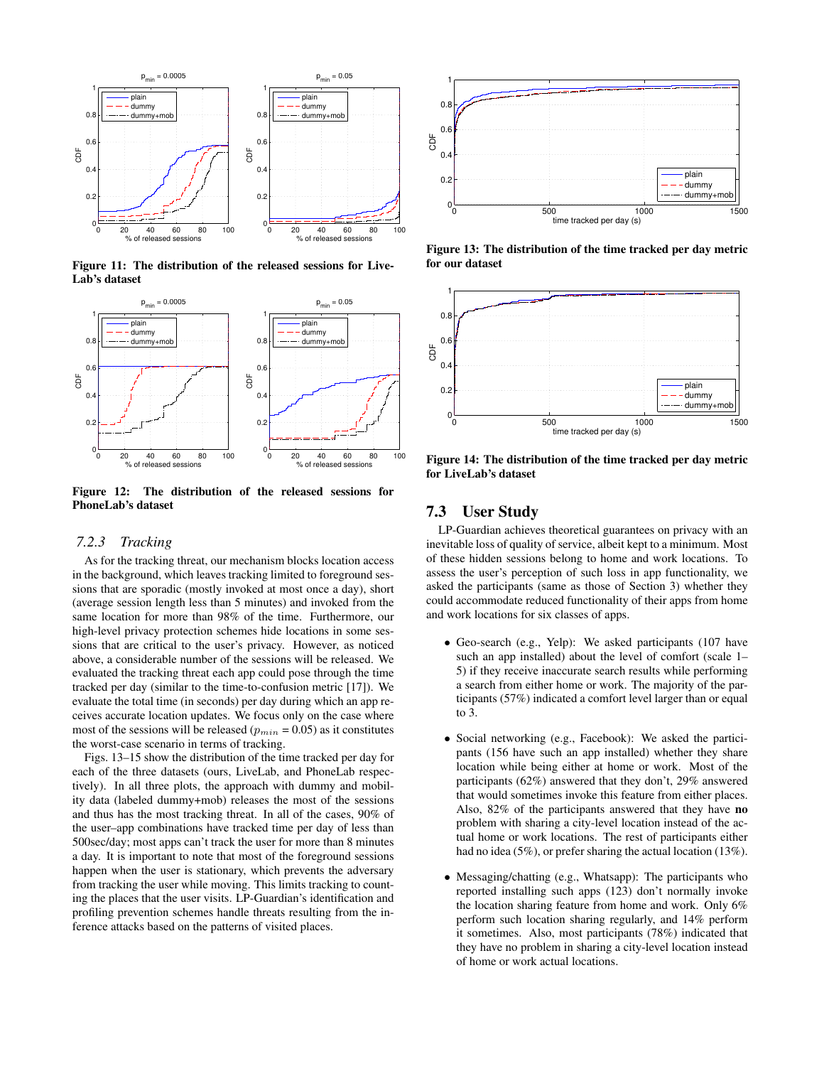Figure 11: The distribution of the released sessions for LiveLab's dataset

Figure 12: The distribution of the released sessions for PhoneLab's dataset

### 7.2.3 Tracking

As for the tracking threat, our mechanism blocks location access in the background, which leaves tracking limited to foreground sessions that are sporadic (mostly invoked at most once a day), short (average session length less than 5 minutes) and invoked from the same location for more than 98% of the time. Furthermore, our high-level privacy protection schemes hide locations in some sessions that are critical to the user's privacy. However, as noticed above, a considerable number of the sessions will be released. We evaluated the tracking threat each app could pose through the time tracked per day (similar to the time-to-confusion metric [17]). We evaluate the total time (in seconds) per day during which an app receives accurate location updates. We focus only on the case where most of the sessions will be released ($p_{min}$ = 0.05) as it constitutes the worst-case scenario in terms of tracking.

Figs. 13–15 show the distribution of the time tracked per day for each of the three datasets (ours, LiveLab, and PhoneLab respectively). In all three plots, the approach with dummy and mobility data (labeled dummy+mob) releases the most of the sessions and thus has the most tracking threat. In all of the cases, 90% of the user–app combinations have tracked time per day of less than 500sec/day; most apps can't track the user for more than 8 minutes a day. It is important to note that most of the foreground sessions happen when the user is stationary, which prevents the adversary from tracking the user while moving. This limits tracking to counting the places that the user visits. LP-Guardian's identification and profiling prevention schemes handle threats resulting from the inference attacks based on the patterns of visited places.

Figure 13: The distribution of the time tracked per day metric for our dataset

Figure 14: The distribution of the time tracked per day metric for LiveLab's dataset

## 7.3 User Study

LP-Guardian achieves theoretical guarantees on privacy with an inevitable loss of quality of service, albeit kept to a minimum. Most of these hidden sessions belong to home and work locations. To assess the user's perception of such loss in app functionality, we asked the participants (same as those of Section 3) whether they could accommodate reduced functionality of their apps from home and work locations for six classes of apps.

- Geo-search (e.g., Yelp): We asked participants (107 have such an app installed) about the level of comfort (scale 1–5) if they receive inaccurate search results while performing a search from either home or work. The majority of the participants (57%) indicated a comfort level larger than or equal to 3.

- Social networking (e.g., Facebook): We asked the participants (156 have such an app installed) whether they share location while being either at home or work. Most of the participants (62%) answered that they don't, 29% answered that would sometimes invoke this feature from either places. Also, 82% of the participants answered that they have **no** problem with sharing a city-level location instead of the actual home or work locations. The rest of participants either had no idea (5%), or prefer sharing the actual location (13%).

- Messaging/chatting (e.g., Whatsapp): The participants who reported installing such apps (123) don't normally invoke the location sharing feature from home and work. Only 6% perform such location sharing regularly, and 14% perform it sometimes. Also, most participants (78%) indicated that they have no problem in sharing a city-level location instead of home or work actual locations.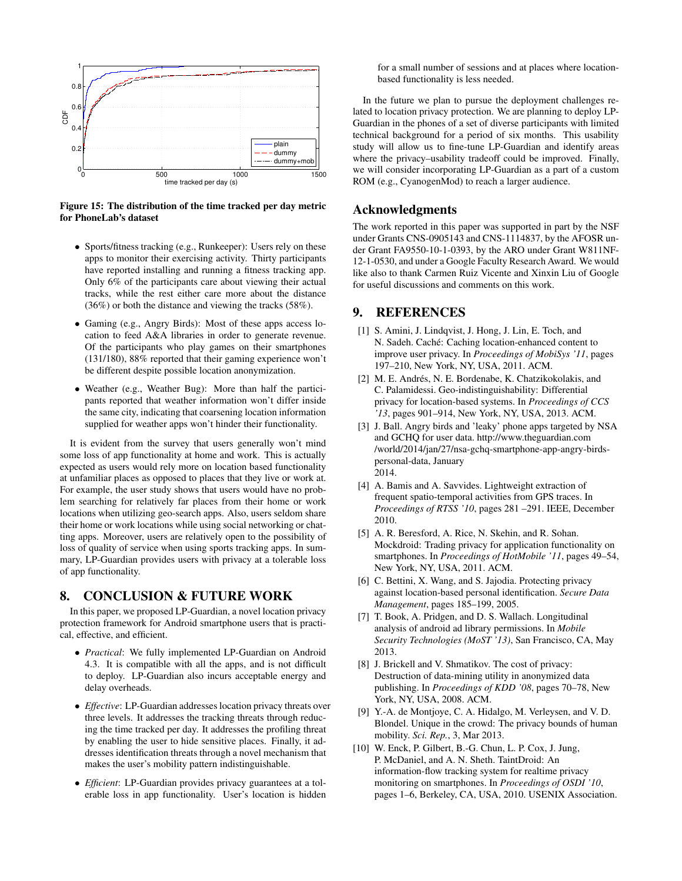Figure 15: The distribution of the time tracked per day metric for PhoneLab's dataset

- Sports/fitness tracking (e.g., Runkeeper): Users rely on these apps to monitor their exercising activity. Thirty participants have reported installing and running a fitness tracking app. Only 6% of the participants care about viewing their actual tracks, while the rest either care more about the distance (36%) or both the distance and viewing the tracks (58%).
- Gaming (e.g., Angry Birds): Most of these apps access location to feed A&A libraries in order to generate revenue. Of the participants who play games on their smartphones (131/180), 88% reported that their gaming experience won't be different despite possible location anonymization.
- Weather (e.g., Weather Bug): More than half the participants reported that weather information won't differ inside the same city, indicating that coarsening location information supplied for weather apps won't hinder their functionality.

It is evident from the survey that users generally won't mind some loss of app functionality at home and work. This is actually expected as users would rely more on location based functionality at unfamiliar places as opposed to places that they live or work at. For example, the user study shows that users would have no problem searching for relatively far places from their home or work locations when utilizing geo-search apps. Also, users seldom share their home or work locations while using social networking or chatting apps. Moreover, users are relatively open to the possibility of loss of quality of service when using sports tracking apps. In summary, LP-Guardian provides users with privacy at a tolerable loss of app functionality.

# 8. CONCLUSION & FUTURE WORK

In this paper, we proposed LP-Guardian, a novel location privacy protection framework for Android smartphone users that is practical, effective, and efficient.

- *Practical*: We fully implemented LP-Guardian on Android 4.3. It is compatible with all the apps, and is not difficult to deploy. LP-Guardian also incurs acceptable energy and delay overheads.
- *Effective*: LP-Guardian addresses location privacy threats over three levels. It addresses the tracking threats through reducing the time tracked per day. It addresses the profiling threat by enabling the user to hide sensitive places. Finally, it addresses identification threats through a novel mechanism that makes the user's mobility pattern indistinguishable.
- *Efficient*: LP-Guardian provides privacy guarantees at a tolerable loss in app functionality. User's location is hidden for a small number of sessions and at places where location-based functionality is less needed.

In the future we plan to pursue the deployment challenges related to location privacy protection. We are planning to deploy LP-Guardian in the phones of a set of diverse participants with limited technical background for a period of six months. This usability study will allow us to fine-tune LP-Guardian and identify areas where the privacy–usability tradeoff could be improved. Finally, we will consider incorporating LP-Guardian as a part of a custom ROM (e.g., CyanogenMod) to reach a larger audience.

## Acknowledgments

The work reported in this paper was supported in part by the NSF under Grants CNS-0905143 and CNS-1114837, by the AFOSR under Grant FA9550-10-1-0393, by the ARO under Grant W811NF-12-1-0530, and under a Google Faculty Research Award. We would like also to thank Carmen Ruiz Vicente and Xinxin Liu of Google for useful discussions and comments on this work.

# 9. REFERENCES

[1] S. Amini, J. Lindqvist, J. Hong, J. Lin, E. Toch, and N. Sadeh. Caché: Caching location-enhanced content to improve user privacy. In *Proceedings of MobiSys '11*, pages 197–210, New York, NY, USA, 2011. ACM.

[2] M. E. Andrés, N. E. Bordenabe, K. Chatzikokolakis, and C. Palamidessi. Geo-indistinguishability: Differential privacy for location-based systems. In *Proceedings of CCS '13*, pages 901–914, New York, NY, USA, 2013. ACM.

[3] J. Ball. Angry birds and 'leaky' phone apps targeted by NSA and GCHQ for user data. http://www.theguardian.com/world/2014/jan/27/nsa-gchq-smartphone-app-angry-birds-personal-data, January 2014.

[4] A. Bamis and A. Savvides. Lightweight extraction of frequent spatio-temporal activities from GPS traces. In *Proceedings of RTSS '10*, pages 281 –291. IEEE, December 2010.

[5] A. R. Beresford, A. Rice, N. Skehin, and R. Sohan. Mockdroid: Trading privacy for application functionality on smartphones. In *Proceedings of HotMobile '11*, pages 49–54, New York, NY, USA, 2011. ACM.

[6] C. Bettini, X. Wang, and S. Jajodia. Protecting privacy against location-based personal identification. *Secure Data Management*, pages 185–199, 2005.

[7] T. Book, A. Pridgen, and D. S. Wallach. Longitudinal analysis of android ad library permissions. In *Mobile Security Technologies (MoST '13)*, San Francisco, CA, May 2013.

[8] J. Brickell and V. Shmatikov. The cost of privacy: Destruction of data-mining utility in anonymized data publishing. In *Proceedings of KDD '08*, pages 70–78, New York, NY, USA, 2008. ACM.

[9] Y.-A. de Montjoye, C. A. Hidalgo, M. Verleysen, and V. D. Blondel. Unique in the crowd: The privacy bounds of human mobility. *Sci. Rep.*, 3, Mar 2013.

[10] W. Enck, P. Gilbert, B.-G. Chun, L. P. Cox, J. Jung, P. McDaniel, and A. N. Sheth. TaintDroid: An information-flow tracking system for realtime privacy monitoring on smartphones. In *Proceedings of OSDI '10*, pages 1–6, Berkeley, CA, USA, 2010. USENIX Association.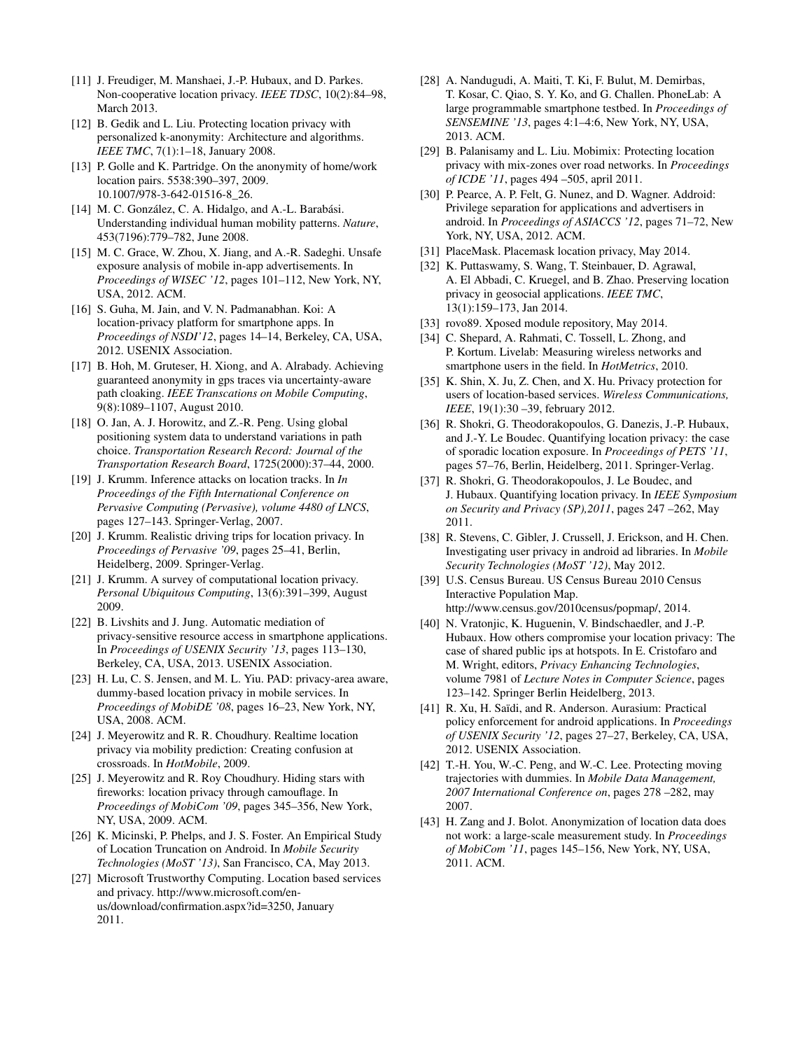[11] J. Freudiger, M. Manshaei, J.-P. Hubaux, and D. Parkes. Non-cooperative location privacy. *IEEE TDSC*, 10(2):84–98, March 2013.

[12] B. Gedik and L. Liu. Protecting location privacy with personalized k-anonymity: Architecture and algorithms. *IEEE TMC*, 7(1):1–18, January 2008.

[13] P. Golle and K. Partridge. On the anonymity of home/work location pairs. 5538:390–397, 2009. 10.1007/978-3-642-01516-8_26.

[14] M. C. González, C. A. Hidalgo, and A.-L. Barabási. Understanding individual human mobility patterns. *Nature*, 453(7196):779–782, June 2008.

[15] M. C. Grace, W. Zhou, X. Jiang, and A.-R. Sadeghi. Unsafe exposure analysis of mobile in-app advertisements. In *Proceedings of WISEC '12*, pages 101–112, New York, NY, USA, 2012. ACM.

[16] S. Guha, M. Jain, and V. N. Padmanabhan. Koi: A location-privacy platform for smartphone apps. In *Proceedings of NSDI'12*, pages 14–14, Berkeley, CA, USA, 2012. USENIX Association.

[17] B. Hoh, M. Gruteser, H. Xiong, and A. Alrabady. Achieving guaranteed anonymity in gps traces via uncertainty-aware path cloaking. *IEEE Transcations on Mobile Computing*, 9(8):1089–1107, August 2010.

[18] O. Jan, A. J. Horowitz, and Z.-R. Peng. Using global positioning system data to understand variations in path choice. *Transportation Research Record: Journal of the Transportation Research Board*, 1725(2000):37–44, 2000.

[19] J. Krumm. Inference attacks on location tracks. In *In Proceedings of the Fifth International Conference on Pervasive Computing (Pervasive), volume 4480 of LNCS*, pages 127–143. Springer-Verlag, 2007.

[20] J. Krumm. Realistic driving trips for location privacy. In *Proceedings of Pervasive '09*, pages 25–41, Berlin, Heidelberg, 2009. Springer-Verlag.

[21] J. Krumm. A survey of computational location privacy. *Personal Ubiquitous Computing*, 13(6):391–399, August 2009.

[22] B. Livshits and J. Jung. Automatic mediation of privacy-sensitive resource access in smartphone applications. In *Proceedings of USENIX Security '13*, pages 113–130, Berkeley, CA, USA, 2013. USENIX Association.

[23] H. Lu, C. S. Jensen, and M. L. Yiu. PAD: privacy-area aware, dummy-based location privacy in mobile services. In *Proceedings of MobiDE '08*, pages 16–23, New York, NY, USA, 2008. ACM.

[24] J. Meyerowitz and R. R. Choudhury. Realtime location privacy via mobility prediction: Creating confusion at crossroads. In *HotMobile*, 2009.

[25] J. Meyerowitz and R. Roy Choudhury. Hiding stars with fireworks: location privacy through camouflage. In *Proceedings of MobiCom '09*, pages 345–356, New York, NY, USA, 2009. ACM.

[26] K. Micinski, P. Phelps, and J. S. Foster. An Empirical Study of Location Truncation on Android. In *Mobile Security Technologies (MoST '13)*, San Francisco, CA, May 2013.

[27] Microsoft Trustworthy Computing. Location based services and privacy. http://www.microsoft.com/en-us/download/confirmation.aspx?id=3250, January 2011.

[28] A. Nandugudi, A. Maiti, T. Ki, F. Bulut, M. Demirbas, T. Kosar, C. Qiao, S. Y. Ko, and G. Challen. PhoneLab: A large programmable smartphone testbed. In *Proceedings of SENSEMINE '13*, pages 4:1–4:6, New York, NY, USA, 2013. ACM.

[29] B. Palanisamy and L. Liu. Mobimix: Protecting location privacy with mix-zones over road networks. In *Proceedings of ICDE '11*, pages 494 –505, april 2011.

[30] P. Pearce, A. P. Felt, G. Nunez, and D. Wagner. Addroid: Privilege separation for applications and advertisers in android. In *Proceedings of ASIACCS '12*, pages 71–72, New York, NY, USA, 2012. ACM.

[31] PlaceMask. Placemask location privacy, May 2014.

[32] K. Puttaswamy, S. Wang, T. Steinbauer, D. Agrawal, A. El Abbadi, C. Kruegel, and B. Zhao. Preserving location privacy in geosocial applications. *IEEE TMC*, 13(1):159–173, Jan 2014.

[33] rovo89. Xposed module repository, May 2014.

[34] C. Shepard, A. Rahmati, C. Tossell, L. Zhong, and P. Kortum. Livelab: Measuring wireless networks and smartphone users in the field. In *HotMetrics*, 2010.

[35] K. Shin, X. Ju, Z. Chen, and X. Hu. Privacy protection for users of location-based services. *Wireless Communications, IEEE*, 19(1):30 –39, february 2012.

[36] R. Shokri, G. Theodorakopoulos, G. Danezis, J.-P. Hubaux, and J.-Y. Le Boudec. Quantifying location privacy: the case of sporadic location exposure. In *Proceedings of PETS '11*, pages 57–76, Berlin, Heidelberg, 2011. Springer-Verlag.

[37] R. Shokri, G. Theodorakopoulos, J. Le Boudec, and J. Hubaux. Quantifying location privacy. In *IEEE Symposium on Security and Privacy (SP),2011*, pages 247 –262, May 2011.

[38] R. Stevens, C. Gibler, J. Crussell, J. Erickson, and H. Chen. Investigating user privacy in android ad libraries. In *Mobile Security Technologies (MoST '12)*, May 2012.

[39] U.S. Census Bureau. US Census Bureau 2010 Census Interactive Population Map. http://www.census.gov/2010census/popmap/, 2014.

[40] N. Vratonjic, K. Huguenin, V. Bindschaedler, and J.-P. Hubaux. How others compromise your location privacy: The case of shared public ips at hotspots. In E. Cristofaro and M. Wright, editors, *Privacy Enhancing Technologies*, volume 7981 of *Lecture Notes in Computer Science*, pages 123–142. Springer Berlin Heidelberg, 2013.

[41] R. Xu, H. Saïdi, and R. Anderson. Aurasium: Practical policy enforcement for android applications. In *Proceedings of USENIX Security '12*, pages 27–27, Berkeley, CA, USA, 2012. USENIX Association.

[42] T.-H. You, W.-C. Peng, and W.-C. Lee. Protecting moving trajectories with dummies. In *Mobile Data Management, 2007 International Conference on*, pages 278 –282, may 2007.

[43] H. Zang and J. Bolot. Anonymization of location data does not work: a large-scale measurement study. In *Proceedings of MobiCom '11*, pages 145–156, New York, NY, USA, 2011. ACM.